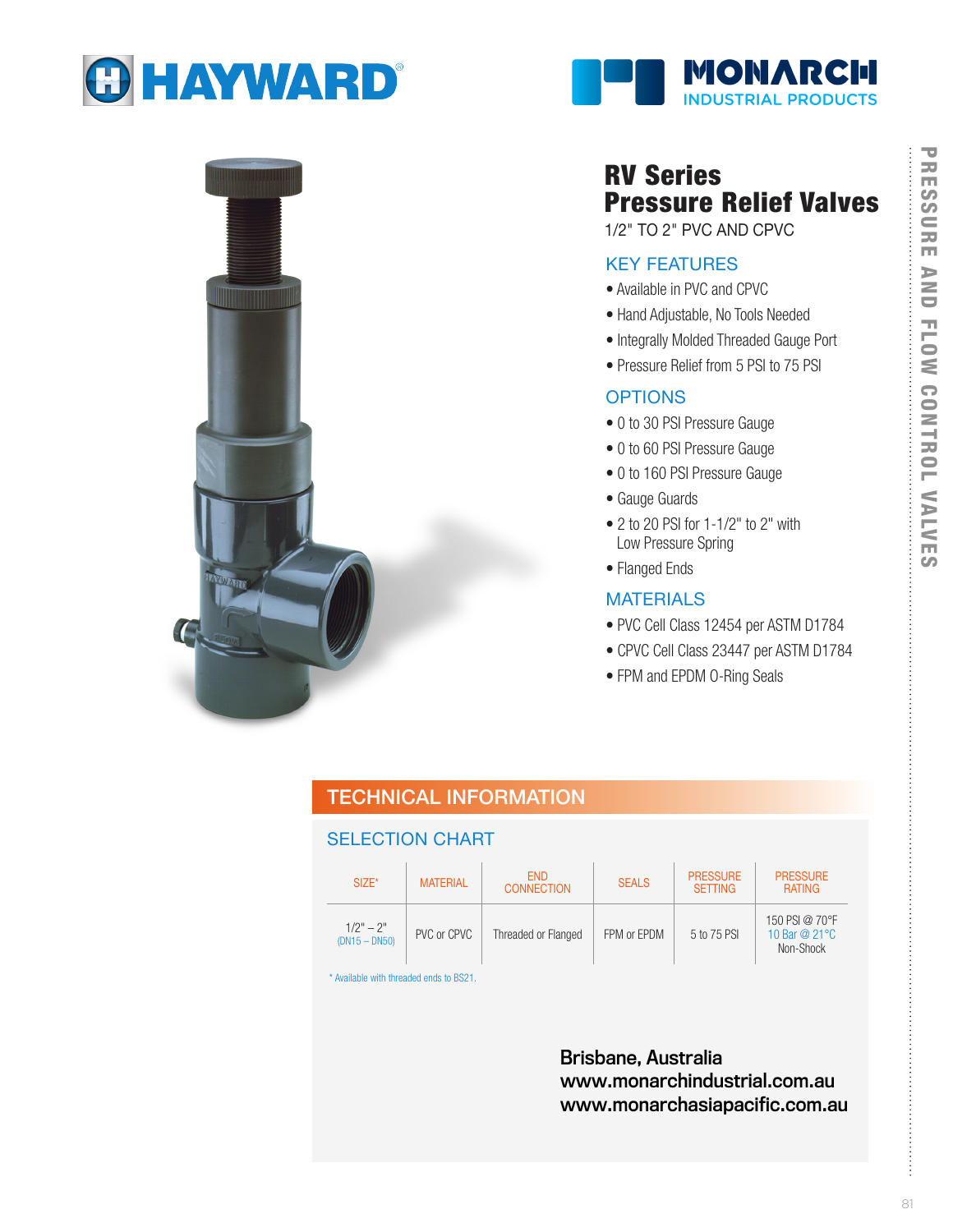HAYWARD

MONARCH INDUSTRIAL PRODUCTS

PRESSURE AND FLOW CONTROL VALVES

# RV Series Pressure Relief Valves

1/2" TO 2" PVC AND CPVC

## KEY FEATURES

- Available in PVC and CPVC
- Hand Adjustable, No Tools Needed
- Integrally Molded Threaded Gauge Port
- Pressure Relief from 5 PSI to 75 PSI

## OPTIONS

- 0 to 30 PSI Pressure Gauge
- 0 to 60 PSI Pressure Gauge
- 0 to 160 PSI Pressure Gauge
- Gauge Guards
- 2 to 20 PSI for 1-1/2" to 2" with Low Pressure Spring
- Flanged Ends

## MATERIALS

- PVC Cell Class 12454 per ASTM D1784
- CPVC Cell Class 23447 per ASTM D1784
- FPM and EPDM O-Ring Seals

## TECHNICAL INFORMATION

### SELECTION CHART

| SIZE* | MATERIAL | END CONNECTION | SEALS | PRESSURE SETTING | PRESSURE RATING |
|---|---|---|---|---|---|
| 1/2" – 2" (DN15 – DN50) | PVC or CPVC | Threaded or Flanged | FPM or EPDM | 5 to 75 PSI | 150 PSI @ 70°F 10 Bar @ 21°C Non-Shock |

* Available with threaded ends to BS21.

**Brisbane, Australia**
**www.monarchindustrial.com.au**
**www.monarchasiapacific.com.au**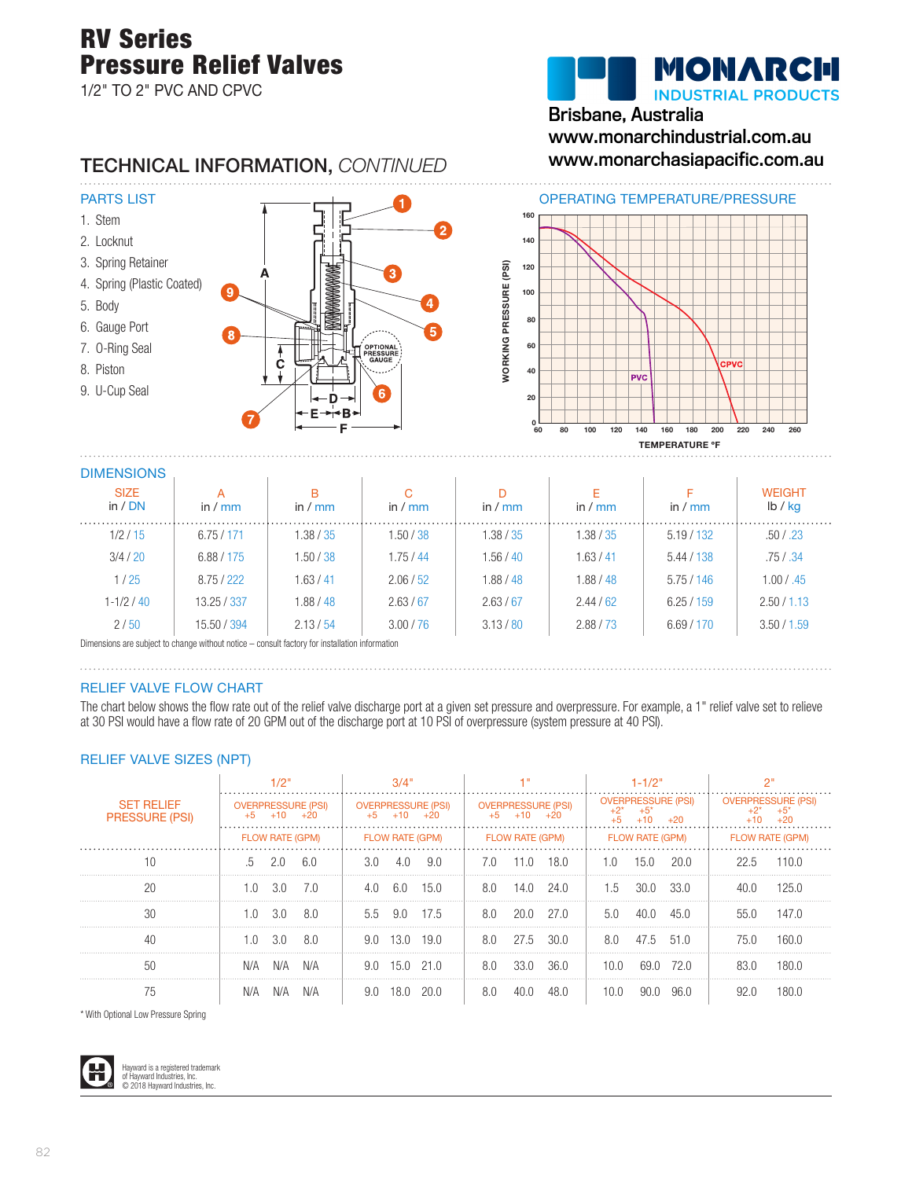# RV Series Pressure Relief Valves

1/2" TO 2" PVC AND CPVC

MONARCH INDUSTRIAL PRODUCTS
Brisbane, Australia
www.monarchindustrial.com.au
www.monarchasiapacific.com.au

## TECHNICAL INFORMATION, *CONTINUED*

### PARTS LIST

1. Stem
2. Locknut
3. Spring Retainer
4. Spring (Plastic Coated)
5. Body
6. Gauge Port
7. O-Ring Seal
8. Piston
9. U-Cup Seal

A
C
D
E
B
F
OPTIONAL PRESSURE GAUGE

### OPERATING TEMPERATURE/PRESSURE

WORKING PRESSURE (PSI)
160
140
120
100
80
60
40
20
0
60 80 100 120 140 160 180 200 220 240 260
TEMPERATURE °F
PVC
CPVC

### DIMENSIONS

| SIZE in / DN | A in / mm | B in / mm | C in / mm | D in / mm | E in / mm | F in / mm | WEIGHT lb / kg |
|---|---|---|---|---|---|---|---|
| 1/2 / 15 | 6.75 / 171 | 1.38 / 35 | 1.50 / 38 | 1.38 / 35 | 1.38 / 35 | 5.19 / 132 | .50 / .23 |
| 3/4 / 20 | 6.88 / 175 | 1.50 / 38 | 1.75 / 44 | 1.56 / 40 | 1.63 / 41 | 5.44 / 138 | .75 / .34 |
| 1 / 25 | 8.75 / 222 | 1.63 / 41 | 2.06 / 52 | 1.88 / 48 | 1.88 / 48 | 5.75 / 146 | 1.00 / .45 |
| 1-1/2 / 40 | 13.25 / 337 | 1.88 / 48 | 2.63 / 67 | 2.63 / 67 | 2.44 / 62 | 6.25 / 159 | 2.50 / 1.13 |
| 2 / 50 | 15.50 / 394 | 2.13 / 54 | 3.00 / 76 | 3.13 / 80 | 2.88 / 73 | 6.69 / 170 | 3.50 / 1.59 |

Dimensions are subject to change without notice – consult factory for installation information

### RELIEF VALVE FLOW CHART

The chart below shows the flow rate out of the relief valve discharge port at a given set pressure and overpressure. For example, a 1" relief valve set to relieve at 30 PSI would have a flow rate of 20 GPM out of the discharge port at 10 PSI of overpressure (system pressure at 40 PSI).

### RELIEF VALVE SIZES (NPT)

| SET RELIEF PRESSURE (PSI) | 1/2" | | | 3/4" | | | 1" | | | 1-1/2" | | | 2" | |
|---|---|---|---|---|---|---|---|---|---|---|---|---|---|---|
| | OVERPRESSURE (PSI) | | | OVERPRESSURE (PSI) | | | OVERPRESSURE (PSI) | | | OVERPRESSURE (PSI) | | | OVERPRESSURE (PSI) | |
| | +5 | +10 | +20 | +5 | +10 | +20 | +5 | +10 | +20 | +2* / +5 | +5* / +10 | +20 | +2* / +10 | +5* / +20 |
| | FLOW RATE (GPM) | | | FLOW RATE (GPM) | | | FLOW RATE (GPM) | | | FLOW RATE (GPM) | | | FLOW RATE (GPM) | |
| 10 | .5 | 2.0 | 6.0 | 3.0 | 4.0 | 9.0 | 7.0 | 11.0 | 18.0 | 1.0 | 15.0 | 20.0 | 22.5 | 110.0 |
| 20 | 1.0 | 3.0 | 7.0 | 4.0 | 6.0 | 15.0 | 8.0 | 14.0 | 24.0 | 1.5 | 30.0 | 33.0 | 40.0 | 125.0 |
| 30 | 1.0 | 3.0 | 8.0 | 5.5 | 9.0 | 17.5 | 8.0 | 20.0 | 27.0 | 5.0 | 40.0 | 45.0 | 55.0 | 147.0 |
| 40 | 1.0 | 3.0 | 8.0 | 9.0 | 13.0 | 19.0 | 8.0 | 27.5 | 30.0 | 8.0 | 47.5 | 51.0 | 75.0 | 160.0 |
| 50 | N/A | N/A | N/A | 9.0 | 15.0 | 21.0 | 8.0 | 33.0 | 36.0 | 10.0 | 69.0 | 72.0 | 83.0 | 180.0 |
| 75 | N/A | N/A | N/A | 9.0 | 18.0 | 20.0 | 8.0 | 40.0 | 48.0 | 10.0 | 90.0 | 96.0 | 92.0 | 180.0 |

\* With Optional Low Pressure Spring

Hayward is a registered trademark of Hayward Industries, Inc.
© 2018 Hayward Industries, Inc.